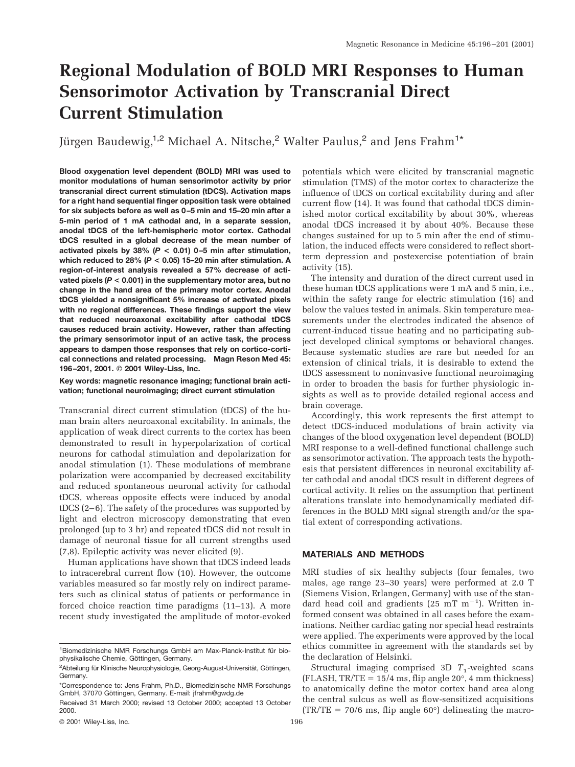# Regional Modulation of BOLD MRI Responses to Human Sensorimotor Activation by Transcranial Direct Current Stimulation

Jürgen Baudewig,[1,2] Michael A. Nitsche,[2] Walter Paulus,[2] and Jens Frahm[1*]

**Blood oxygenation level dependent (BOLD) MRI was used to monitor modulations of human sensorimotor activity by prior transcranial direct current stimulation (tDCS). Activation maps for a right hand sequential finger opposition task were obtained for six subjects before as well as 0–5 min and 15–20 min after a 5-min period of 1 mA cathodal and, in a separate session, anodal tDCS of the left-hemispheric motor cortex. Cathodal tDCS resulted in a global decrease of the mean number of activated pixels by 38% ($P < 0.01$) 0–5 min after stimulation, which reduced to 28% ($P < 0.05$) 15–20 min after stimulation. A region-of-interest analysis revealed a 57% decrease of activated pixels ($P < 0.001$) in the supplementary motor area, but no change in the hand area of the primary motor cortex. Anodal tDCS yielded a nonsignificant 5% increase of activated pixels with no regional differences. These findings support the view that reduced neuroaxonal excitability after cathodal tDCS causes reduced brain activity. However, rather than affecting the primary sensorimotor input of an active task, the process appears to dampen those responses that rely on cortico-cortical connections and related processing. Magn Reson Med 45: 196–201, 2001. © 2001 Wiley-Liss, Inc.**

**Key words: magnetic resonance imaging; functional brain activation; functional neuroimaging; direct current stimulation**

Transcranial direct current stimulation (tDCS) of the human brain alters neuroaxonal excitability. In animals, the application of weak direct currents to the cortex has been demonstrated to result in hyperpolarization of cortical neurons for cathodal stimulation and depolarization for anodal stimulation (1). These modulations of membrane polarization were accompanied by decreased excitability and reduced spontaneous neuronal activity for cathodal tDCS, whereas opposite effects were induced by anodal tDCS (2–6). The safety of the procedures was supported by light and electron microscopy demonstrating that even prolonged (up to 3 hr) and repeated tDCS did not result in damage of neuronal tissue for all current strengths used (7,8). Epileptic activity was never elicited (9).

Human applications have shown that tDCS indeed leads to intracerebral current flow (10). However, the outcome variables measured so far mostly rely on indirect parameters such as clinical status of patients or performance in forced choice reaction time paradigms (11–13). A more recent study investigated the amplitude of motor-evoked potentials which were elicited by transcranial magnetic stimulation (TMS) of the motor cortex to characterize the influence of tDCS on cortical excitability during and after current flow (14). It was found that cathodal tDCS diminished motor cortical excitability by about 30%, whereas anodal tDCS increased it by about 40%. Because these changes sustained for up to 5 min after the end of stimulation, the induced effects were considered to reflect short-term depression and postexercise potentiation of brain activity (15).

The intensity and duration of the direct current used in these human tDCS applications were 1 mA and 5 min, i.e., within the safety range for electric stimulation (16) and below the values tested in animals. Skin temperature measurements under the electrodes indicated the absence of current-induced tissue heating and no participating subject developed clinical symptoms or behavioral changes. Because systematic studies are rare but needed for an extension of clinical trials, it is desirable to extend the tDCS assessment to noninvasive functional neuroimaging in order to broaden the basis for further physiologic insights as well as to provide detailed regional access and brain coverage.

Accordingly, this work represents the first attempt to detect tDCS-induced modulations of brain activity via changes of the blood oxygenation level dependent (BOLD) MRI response to a well-defined functional challenge such as sensorimotor activation. The approach tests the hypothesis that persistent differences in neuronal excitability after cathodal and anodal tDCS result in different degrees of cortical activity. It relies on the assumption that pertinent alterations translate into hemodynamically mediated differences in the BOLD MRI signal strength and/or the spatial extent of corresponding activations.

## MATERIALS AND METHODS

MRI studies of six healthy subjects (four females, two males, age range 23–30 years) were performed at 2.0 T (Siemens Vision, Erlangen, Germany) with use of the standard head coil and gradients (25 mT $m^{-1}$). Written informed consent was obtained in all cases before the examinations. Neither cardiac gating nor special head restraints were applied. The experiments were approved by the local ethics committee in agreement with the standards set by the declaration of Helsinki.

Structural imaging comprised 3D $T_1$-weighted scans (FLASH, TR/TE = 15/4 ms, flip angle 20°, 4 mm thickness) to anatomically define the motor cortex hand area along the central sulcus as well as flow-sensitized acquisitions (TR/TE = 70/6 ms, flip angle 60°) delineating the macro-

[1]Biomedizinische NMR Forschungs GmbH am Max-Planck-Institut für biophysikalische Chemie, Göttingen, Germany.

[2]Abteilung für Klinische Neurophysiologie, Georg-August-Universität, Göttingen, Germany.

*Correspondence to: Jens Frahm, Ph.D., Biomedizinische NMR Forschungs GmbH, 37070 Göttingen, Germany. E-mail: jfrahm@gwdg.de

Received 31 March 2000; revised 13 October 2000; accepted 13 October 2000.

© 2001 Wiley-Liss, Inc.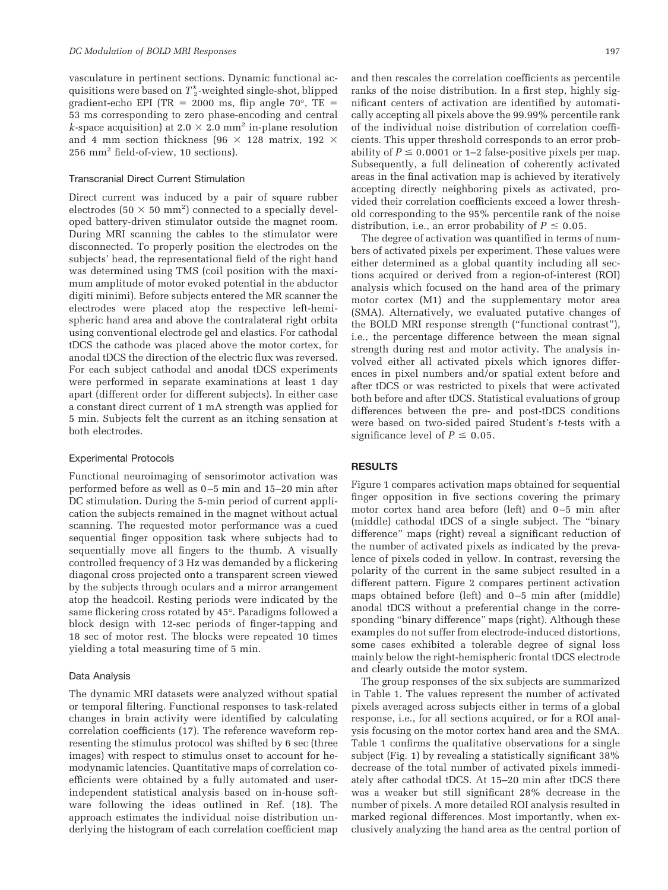vasculature in pertinent sections. Dynamic functional acquisitions were based on $T_2^*$-weighted single-shot, blipped gradient-echo EPI (TR = 2000 ms, flip angle 70°, TE = 53 ms corresponding to zero phase-encoding and central $k$-space acquisition) at $2.0 \times 2.0$ mm$^2$ in-plane resolution and 4 mm section thickness ($96 \times 128$ matrix, $192 \times 256$ mm$^2$ field-of-view, 10 sections).

### Transcranial Direct Current Stimulation

Direct current was induced by a pair of square rubber electrodes ($50 \times 50$ mm$^2$) connected to a specially developed battery-driven stimulator outside the magnet room. During MRI scanning the cables to the stimulator were disconnected. To properly position the electrodes on the subjects' head, the representational field of the right hand was determined using TMS (coil position with the maximum amplitude of motor evoked potential in the abductor digiti minimi). Before subjects entered the MR scanner the electrodes were placed atop the respective left-hemispheric hand area and above the contralateral right orbita using conventional electrode gel and elastics. For cathodal tDCS the cathode was placed above the motor cortex, for anodal tDCS the direction of the electric flux was reversed. For each subject cathodal and anodal tDCS experiments were performed in separate examinations at least 1 day apart (different order for different subjects). In either case a constant direct current of 1 mA strength was applied for 5 min. Subjects felt the current as an itching sensation at both electrodes.

### Experimental Protocols

Functional neuroimaging of sensorimotor activation was performed before as well as 0–5 min and 15–20 min after DC stimulation. During the 5-min period of current application the subjects remained in the magnet without actual scanning. The requested motor performance was a cued sequential finger opposition task where subjects had to sequentially move all fingers to the thumb. A visually controlled frequency of 3 Hz was demanded by a flickering diagonal cross projected onto a transparent screen viewed by the subjects through oculars and a mirror arrangement atop the headcoil. Resting periods were indicated by the same flickering cross rotated by 45°. Paradigms followed a block design with 12-sec periods of finger-tapping and 18 sec of motor rest. The blocks were repeated 10 times yielding a total measuring time of 5 min.

### Data Analysis

The dynamic MRI datasets were analyzed without spatial or temporal filtering. Functional responses to task-related changes in brain activity were identified by calculating correlation coefficients (17). The reference waveform representing the stimulus protocol was shifted by 6 sec (three images) with respect to stimulus onset to account for hemodynamic latencies. Quantitative maps of correlation coefficients were obtained by a fully automated and user-independent statistical analysis based on in-house software following the ideas outlined in Ref. (18). The approach estimates the individual noise distribution underlying the histogram of each correlation coefficient map and then rescales the correlation coefficients as percentile ranks of the noise distribution. In a first step, highly significant centers of activation are identified by automatically accepting all pixels above the 99.99% percentile rank of the individual noise distribution of correlation coefficients. This upper threshold corresponds to an error probability of $P \leq 0.0001$ or 1–2 false-positive pixels per map. Subsequently, a full delineation of coherently activated areas in the final activation map is achieved by iteratively accepting directly neighboring pixels as activated, provided their correlation coefficients exceed a lower threshold corresponding to the 95% percentile rank of the noise distribution, i.e., an error probability of $P \leq 0.05$.

The degree of activation was quantified in terms of numbers of activated pixels per experiment. These values were either determined as a global quantity including all sections acquired or derived from a region-of-interest (ROI) analysis which focused on the hand area of the primary motor cortex (M1) and the supplementary motor area (SMA). Alternatively, we evaluated putative changes of the BOLD MRI response strength ("functional contrast"), i.e., the percentage difference between the mean signal strength during rest and motor activity. The analysis involved either all activated pixels which ignores differences in pixel numbers and/or spatial extent before and after tDCS or was restricted to pixels that were activated both before and after tDCS. Statistical evaluations of group differences between the pre- and post-tDCS conditions were based on two-sided paired Student's $t$-tests with a significance level of $P \leq 0.05$.

## RESULTS

Figure 1 compares activation maps obtained for sequential finger opposition in five sections covering the primary motor cortex hand area before (left) and 0–5 min after (middle) cathodal tDCS of a single subject. The "binary difference" maps (right) reveal a significant reduction of the number of activated pixels as indicated by the prevalence of pixels coded in yellow. In contrast, reversing the polarity of the current in the same subject resulted in a different pattern. Figure 2 compares pertinent activation maps obtained before (left) and 0–5 min after (middle) anodal tDCS without a preferential change in the corresponding "binary difference" maps (right). Although these examples do not suffer from electrode-induced distortions, some cases exhibited a tolerable degree of signal loss mainly below the right-hemispheric frontal tDCS electrode and clearly outside the motor system.

The group responses of the six subjects are summarized in Table 1. The values represent the number of activated pixels averaged across subjects either in terms of a global response, i.e., for all sections acquired, or for a ROI analysis focusing on the motor cortex hand area and the SMA. Table 1 confirms the qualitative observations for a single subject (Fig. 1) by revealing a statistically significant 38% decrease of the total number of activated pixels immediately after cathodal tDCS. At 15–20 min after tDCS there was a weaker but still significant 28% decrease in the number of pixels. A more detailed ROI analysis resulted in marked regional differences. Most importantly, when exclusively analyzing the hand area as the central portion of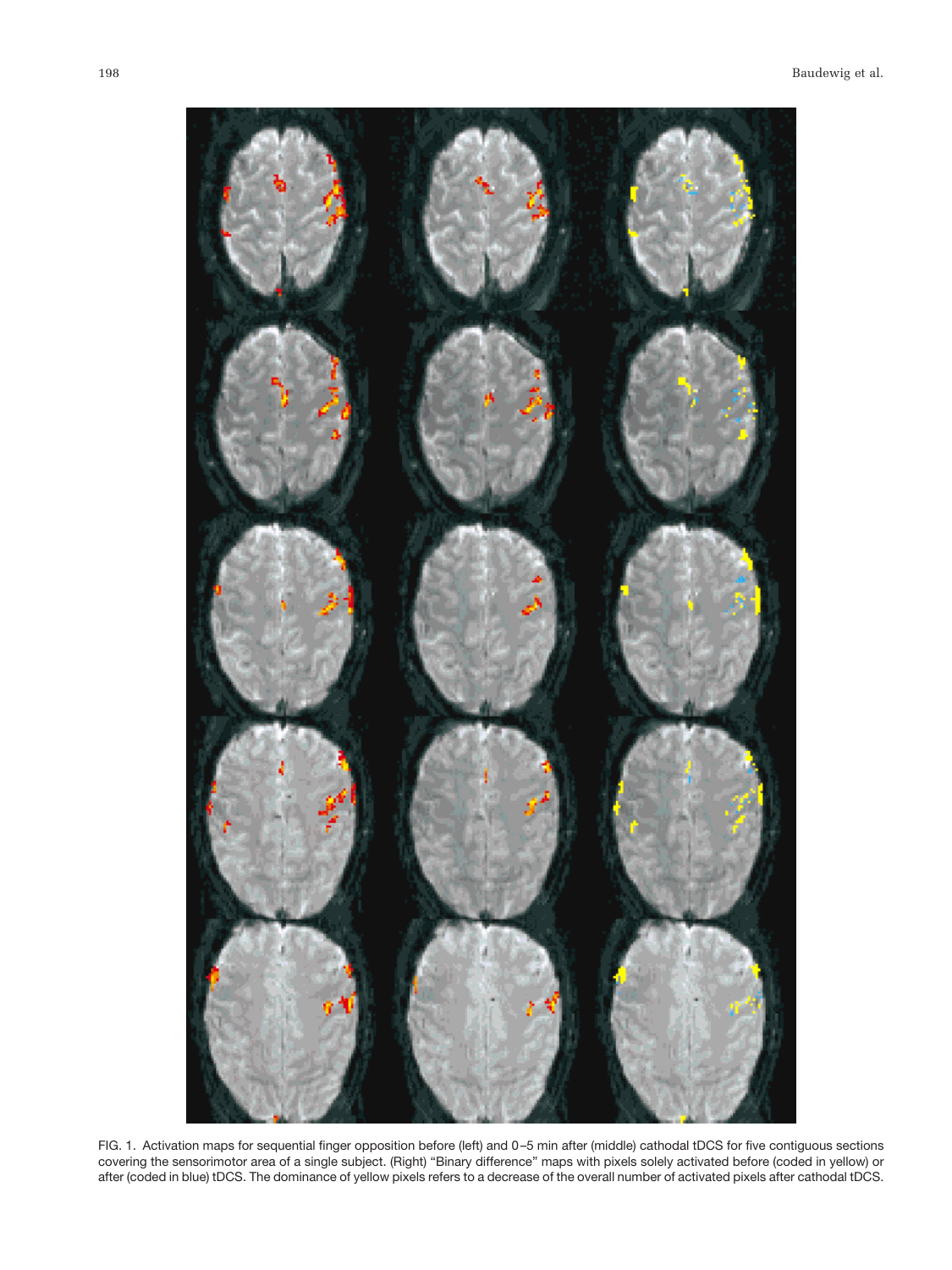FIG. 1. Activation maps for sequential finger opposition before (left) and 0–5 min after (middle) cathodal tDCS for five contiguous sections covering the sensorimotor area of a single subject. (Right) "Binary difference" maps with pixels solely activated before (coded in yellow) or after (coded in blue) tDCS. The dominance of yellow pixels refers to a decrease of the overall number of activated pixels after cathodal tDCS.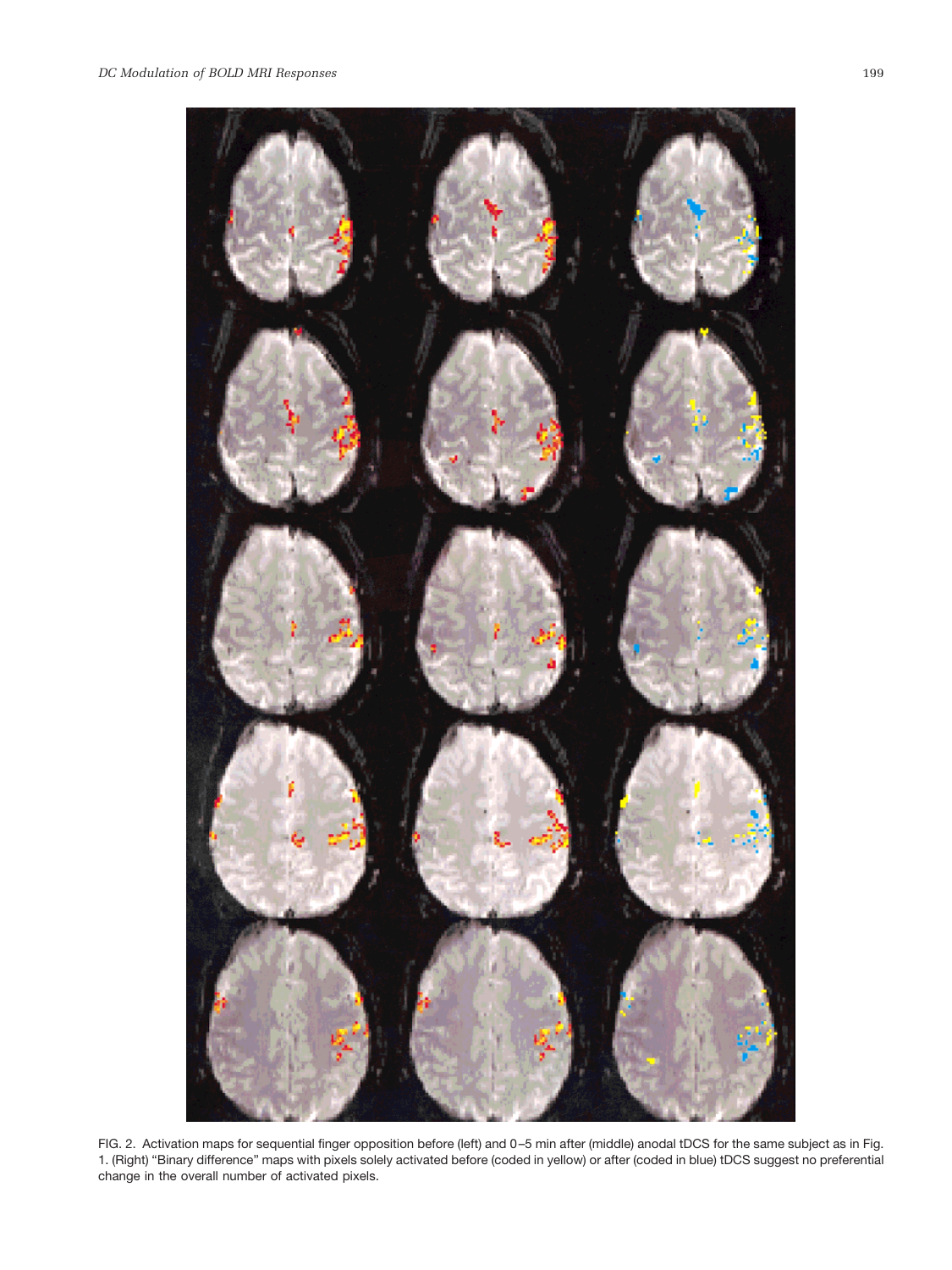FIG. 2. Activation maps for sequential finger opposition before (left) and 0–5 min after (middle) anodal tDCS for the same subject as in Fig. 1. (Right) "Binary difference" maps with pixels solely activated before (coded in yellow) or after (coded in blue) tDCS suggest no preferential change in the overall number of activated pixels.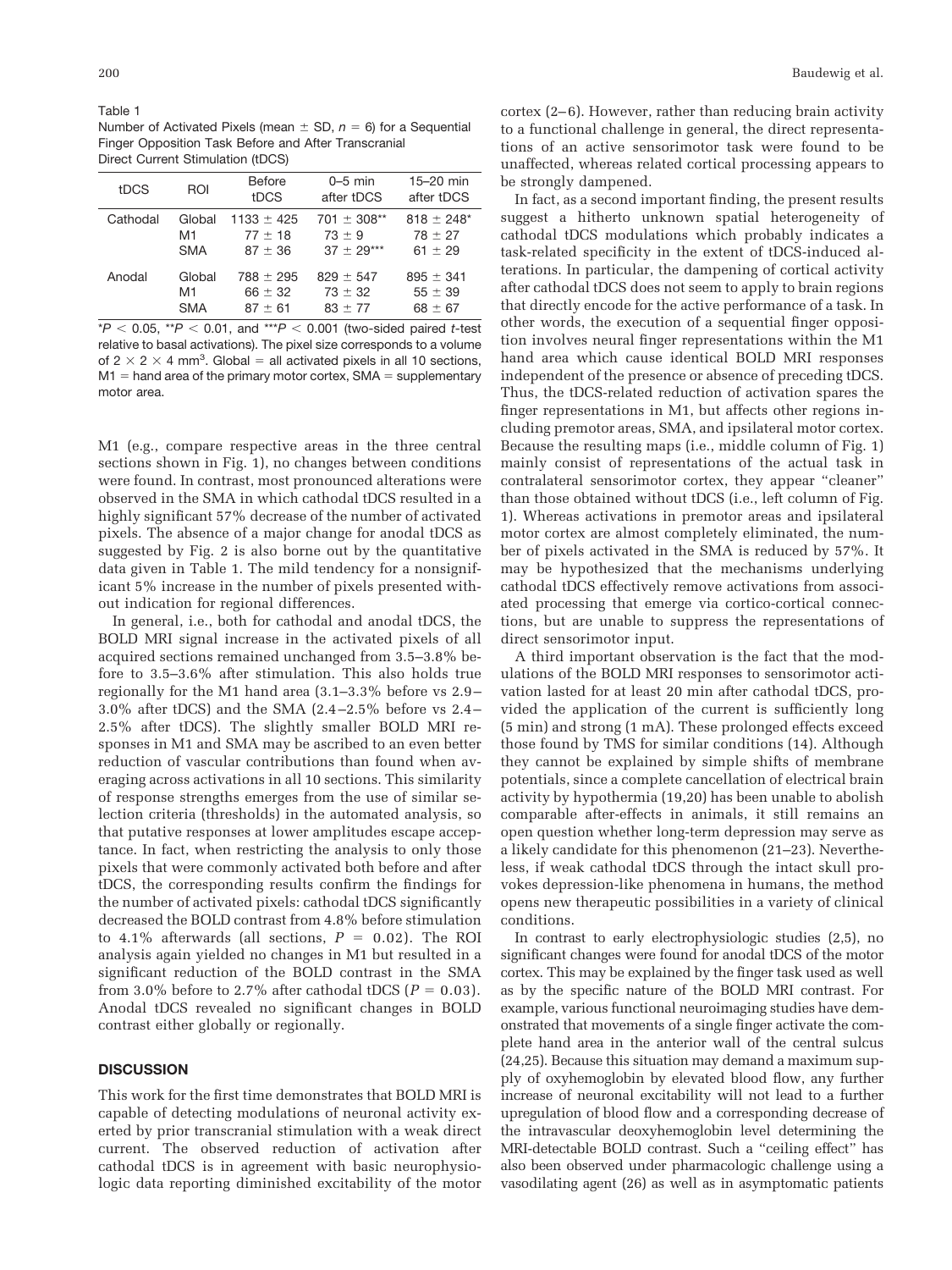Table 1
Number of Activated Pixels (mean ± SD, $n = 6$) for a Sequential Finger Opposition Task Before and After Transcranial Direct Current Stimulation (tDCS)

| tDCS | ROI | Before tDCS | 0–5 min after tDCS | 15–20 min after tDCS |
|---|---|---|---|---|
| Cathodal | Global | 1133 ± 425 | 701 ± 308** | 818 ± 248* |
| | M1 | 77 ± 18 | 73 ± 9 | 78 ± 27 |
| | SMA | 87 ± 36 | 37 ± 29*** | 61 ± 29 |
| Anodal | Global | 788 ± 295 | 829 ± 547 | 895 ± 341 |
| | M1 | 66 ± 32 | 73 ± 32 | 55 ± 39 |
| | SMA | 87 ± 61 | 83 ± 77 | 68 ± 67 |

*$P < 0.05$, **$P < 0.01$, and ***$P < 0.001$ (two-sided paired $t$-test relative to basal activations). The pixel size corresponds to a volume of $2 \times 2 \times 4$ mm³. Global = all activated pixels in all 10 sections, M1 = hand area of the primary motor cortex, SMA = supplementary motor area.

M1 (e.g., compare respective areas in the three central sections shown in Fig. 1), no changes between conditions were found. In contrast, most pronounced alterations were observed in the SMA in which cathodal tDCS resulted in a highly significant 57% decrease of the number of activated pixels. The absence of a major change for anodal tDCS as suggested by Fig. 2 is also borne out by the quantitative data given in Table 1. The mild tendency for a nonsignificant 5% increase in the number of pixels presented without indication for regional differences.

In general, i.e., both for cathodal and anodal tDCS, the BOLD MRI signal increase in the activated pixels of all acquired sections remained unchanged from 3.5–3.8% before to 3.5–3.6% after stimulation. This also holds true regionally for the M1 hand area (3.1–3.3% before vs 2.9–3.0% after tDCS) and the SMA (2.4–2.5% before vs 2.4–2.5% after tDCS). The slightly smaller BOLD MRI responses in M1 and SMA may be ascribed to an even better reduction of vascular contributions than found when averaging across activations in all 10 sections. This similarity of response strengths emerges from the use of similar selection criteria (thresholds) in the automated analysis, so that putative responses at lower amplitudes escape acceptance. In fact, when restricting the analysis to only those pixels that were commonly activated both before and after tDCS, the corresponding results confirm the findings for the number of activated pixels: cathodal tDCS significantly decreased the BOLD contrast from 4.8% before stimulation to 4.1% afterwards (all sections, $P = 0.02$). The ROI analysis again yielded no changes in M1 but resulted in a significant reduction of the BOLD contrast in the SMA from 3.0% before to 2.7% after cathodal tDCS ($P = 0.03$). Anodal tDCS revealed no significant changes in BOLD contrast either globally or regionally.

## DISCUSSION

This work for the first time demonstrates that BOLD MRI is capable of detecting modulations of neuronal activity exerted by prior transcranial stimulation with a weak direct current. The observed reduction of activation after cathodal tDCS is in agreement with basic neurophysiologic data reporting diminished excitability of the motor cortex (2–6). However, rather than reducing brain activity to a functional challenge in general, the direct representations of an active sensorimotor task were found to be unaffected, whereas related cortical processing appears to be strongly dampened.

In fact, as a second important finding, the present results suggest a hitherto unknown spatial heterogeneity of cathodal tDCS modulations which probably indicates a task-related specificity in the extent of tDCS-induced alterations. In particular, the dampening of cortical activity after cathodal tDCS does not seem to apply to brain regions that directly encode for the active performance of a task. In other words, the execution of a sequential finger opposition involves neural finger representations within the M1 hand area which cause identical BOLD MRI responses independent of the presence or absence of preceding tDCS. Thus, the tDCS-related reduction of activation spares the finger representations in M1, but affects other regions including premotor areas, SMA, and ipsilateral motor cortex. Because the resulting maps (i.e., middle column of Fig. 1) mainly consist of representations of the actual task in contralateral sensorimotor cortex, they appear "cleaner" than those obtained without tDCS (i.e., left column of Fig. 1). Whereas activations in premotor areas and ipsilateral motor cortex are almost completely eliminated, the number of pixels activated in the SMA is reduced by 57%. It may be hypothesized that the mechanisms underlying cathodal tDCS effectively remove activations from associated processing that emerge via cortico-cortical connections, but are unable to suppress the representations of direct sensorimotor input.

A third important observation is the fact that the modulations of the BOLD MRI responses to sensorimotor activation lasted for at least 20 min after cathodal tDCS, provided the application of the current is sufficiently long (5 min) and strong (1 mA). These prolonged effects exceed those found by TMS for similar conditions (14). Although they cannot be explained by simple shifts of membrane potentials, since a complete cancellation of electrical brain activity by hypothermia (19,20) has been unable to abolish comparable after-effects in animals, it still remains an open question whether long-term depression may serve as a likely candidate for this phenomenon (21–23). Nevertheless, if weak cathodal tDCS through the intact skull provokes depression-like phenomena in humans, the method opens new therapeutic possibilities in a variety of clinical conditions.

In contrast to early electrophysiologic studies (2,5), no significant changes were found for anodal tDCS of the motor cortex. This may be explained by the finger task used as well as by the specific nature of the BOLD MRI contrast. For example, various functional neuroimaging studies have demonstrated that movements of a single finger activate the complete hand area in the anterior wall of the central sulcus (24,25). Because this situation may demand a maximum supply of oxyhemoglobin by elevated blood flow, any further increase of neuronal excitability will not lead to a further upregulation of blood flow and a corresponding decrease of the intravascular deoxyhemoglobin level determining the MRI-detectable BOLD contrast. Such a "ceiling effect" has also been observed under pharmacologic challenge using a vasodilating agent (26) as well as in asymptomatic patients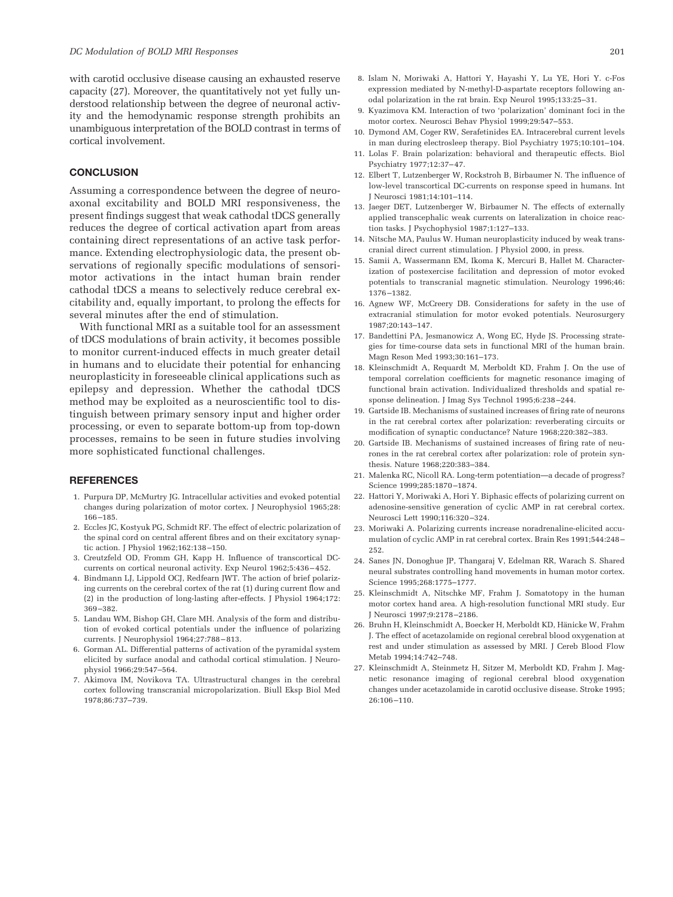with carotid occlusive disease causing an exhausted reserve capacity (27). Moreover, the quantitatively not yet fully understood relationship between the degree of neuronal activity and the hemodynamic response strength prohibits an unambiguous interpretation of the BOLD contrast in terms of cortical involvement.

## CONCLUSION

Assuming a correspondence between the degree of neuroaxonal excitability and BOLD MRI responsiveness, the present findings suggest that weak cathodal tDCS generally reduces the degree of cortical activation apart from areas containing direct representations of an active task performance. Extending electrophysiologic data, the present observations of regionally specific modulations of sensorimotor activations in the intact human brain render cathodal tDCS a means to selectively reduce cerebral excitability and, equally important, to prolong the effects for several minutes after the end of stimulation.

With functional MRI as a suitable tool for an assessment of tDCS modulations of brain activity, it becomes possible to monitor current-induced effects in much greater detail in humans and to elucidate their potential for enhancing neuroplasticity in foreseeable clinical applications such as epilepsy and depression. Whether the cathodal tDCS method may be exploited as a neuroscientific tool to distinguish between primary sensory input and higher order processing, or even to separate bottom-up from top-down processes, remains to be seen in future studies involving more sophisticated functional challenges.

## REFERENCES

1. Purpura DP, McMurtry JG. Intracellular activities and evoked potential changes during polarization of motor cortex. J Neurophysiol 1965;28:166–185.
2. Eccles JC, Kostyuk PG, Schmidt RF. The effect of electric polarization of the spinal cord on central afferent fibres and on their excitatory synaptic action. J Physiol 1962;162:138–150.
3. Creutzfeld OD, Fromm GH, Kapp H. Influence of transcortical DC-currents on cortical neuronal activity. Exp Neurol 1962;5:436–452.
4. Bindmann LJ, Lippold OCJ, Redfearn JWT. The action of brief polarizing currents on the cerebral cortex of the rat (1) during current flow and (2) in the production of long-lasting after-effects. J Physiol 1964;172:369–382.
5. Landau WM, Bishop GH, Clare MH. Analysis of the form and distribution of evoked cortical potentials under the influence of polarizing currents. J Neurophysiol 1964;27:788–813.
6. Gorman AL. Differential patterns of activation of the pyramidal system elicited by surface anodal and cathodal cortical stimulation. J Neurophysiol 1966;29:547–564.
7. Akimova IM, Novikova TA. Ultrastructural changes in the cerebral cortex following transcranial micropolarization. Biull Eksp Biol Med 1978;86:737–739.
8. Islam N, Moriwaki A, Hattori Y, Hayashi Y, Lu YE, Hori Y. c-Fos expression mediated by N-methyl-D-aspartate receptors following anodal polarization in the rat brain. Exp Neurol 1995;133:25–31.
9. Kyazimova KM. Interaction of two 'polarization' dominant foci in the motor cortex. Neurosci Behav Physiol 1999;29:547–553.
10. Dymond AM, Coger RW, Serafetinides EA. Intracerebral current levels in man during electrosleep therapy. Biol Psychiatry 1975;10:101–104.
11. Lolas F. Brain polarization: behavioral and therapeutic effects. Biol Psychiatry 1977;12:37–47.
12. Elbert T, Lutzenberger W, Rockstroh B, Birbaumer N. The influence of low-level transcortical DC-currents on response speed in humans. Int J Neurosci 1981;14:101–114.
13. Jaeger DET, Lutzenberger W, Birbaumer N. The effects of externally applied transcephalic weak currents on lateralization in choice reaction tasks. J Psychophysiol 1987;1:127–133.
14. Nitsche MA, Paulus W. Human neuroplasticity induced by weak transcranial direct current stimulation. J Physiol 2000, in press.
15. Samii A, Wassermann EM, Ikoma K, Mercuri B, Hallet M. Characterization of postexercise facilitation and depression of motor evoked potentials to transcranial magnetic stimulation. Neurology 1996;46:1376–1382.
16. Agnew WF, McCreery DB. Considerations for safety in the use of extracranial stimulation for motor evoked potentials. Neurosurgery 1987;20:143–147.
17. Bandettini PA, Jesmanowicz A, Wong EC, Hyde JS. Processing strategies for time-course data sets in functional MRI of the human brain. Magn Reson Med 1993;30:161–173.
18. Kleinschmidt A, Requardt M, Merboldt KD, Frahm J. On the use of temporal correlation coefficients for magnetic resonance imaging of functional brain activation. Individualized thresholds and spatial response delineation. J Imag Sys Technol 1995;6:238–244.
19. Gartside IB. Mechanisms of sustained increases of firing rate of neurons in the rat cerebral cortex after polarization: reverberating circuits or modification of synaptic conductance? Nature 1968;220:382–383.
20. Gartside IB. Mechanisms of sustained increases of firing rate of neurones in the rat cerebral cortex after polarization: role of protein synthesis. Nature 1968;220:383–384.
21. Malenka RC, Nicoll RA. Long-term potentiation—a decade of progress? Science 1999;285:1870–1874.
22. Hattori Y, Moriwaki A, Hori Y. Biphasic effects of polarizing current on adenosine-sensitive generation of cyclic AMP in rat cerebral cortex. Neurosci Lett 1990;116:320–324.
23. Moriwaki A. Polarizing currents increase noradrenaline-elicited accumulation of cyclic AMP in rat cerebral cortex. Brain Res 1991;544:248–252.
24. Sanes JN, Donoghue JP, Thangaraj V, Edelman RR, Warach S. Shared neural substrates controlling hand movements in human motor cortex. Science 1995;268:1775–1777.
25. Kleinschmidt A, Nitschke MF, Frahm J. Somatotopy in the human motor cortex hand area. A high-resolution functional MRI study. Eur J Neurosci 1997;9:2178–2186.
26. Bruhn H, Kleinschmidt A, Boecker H, Merboldt KD, Hänicke W, Frahm J. The effect of acetazolamide on regional cerebral blood oxygenation at rest and under stimulation as assessed by MRI. J Cereb Blood Flow Metab 1994;14:742–748.
27. Kleinschmidt A, Steinmetz H, Sitzer M, Merboldt KD, Frahm J. Magnetic resonance imaging of regional cerebral blood oxygenation changes under acetazolamide in carotid occlusive disease. Stroke 1995;26:106–110.